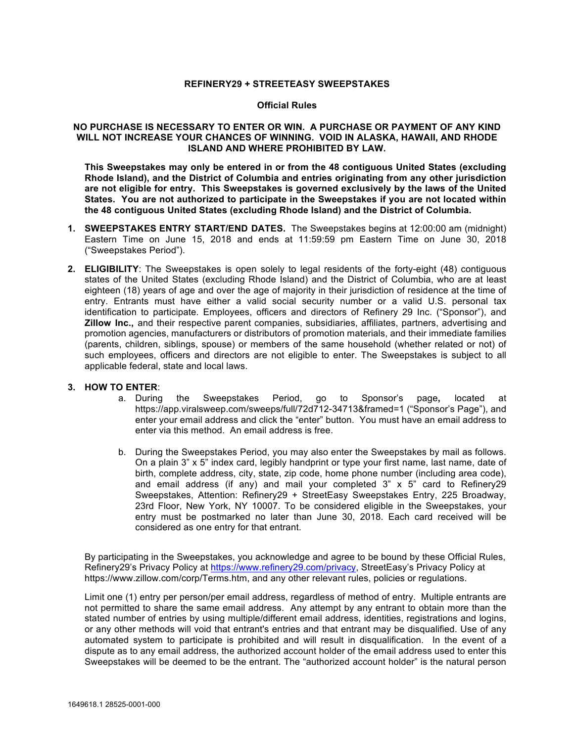**REFINERY29 + STREETEASY SWEEPSTAKES**

**Official Rules**

**NO PURCHASE IS NECESSARY TO ENTER OR WIN. A PURCHASE OR PAYMENT OF ANY KIND WILL NOT INCREASE YOUR CHANCES OF WINNING. VOID IN ALASKA, HAWAII, AND RHODE ISLAND AND WHERE PROHIBITED BY LAW.**

**This Sweepstakes may only be entered in or from the 48 contiguous United States (excluding Rhode Island), and the District of Columbia and entries originating from any other jurisdiction are not eligible for entry. This Sweepstakes is governed exclusively by the laws of the United States. You are not authorized to participate in the Sweepstakes if you are not located within the 48 contiguous United States (excluding Rhode Island) and the District of Columbia.**

1. **SWEEPSTAKES ENTRY START/END DATES.** The Sweepstakes begins at 12:00:00 am (midnight) Eastern Time on June 15, 2018 and ends at 11:59:59 pm Eastern Time on June 30, 2018 ("Sweepstakes Period").

2. **ELIGIBILITY**: The Sweepstakes is open solely to legal residents of the forty-eight (48) contiguous states of the United States (excluding Rhode Island) and the District of Columbia, who are at least eighteen (18) years of age and over the age of majority in their jurisdiction of residence at the time of entry. Entrants must have either a valid social security number or a valid U.S. personal tax identification to participate. Employees, officers and directors of Refinery 29 Inc. ("Sponsor"), and **Zillow Inc.,** and their respective parent companies, subsidiaries, affiliates, partners, advertising and promotion agencies, manufacturers or distributors of promotion materials, and their immediate families (parents, children, siblings, spouse) or members of the same household (whether related or not) of such employees, officers and directors are not eligible to enter. The Sweepstakes is subject to all applicable federal, state and local laws.

3. **HOW TO ENTER**:
   a. During the Sweepstakes Period, go to Sponsor's page**,** located at https://app.viralsweep.com/sweeps/full/72d712-34713&framed=1 ("Sponsor's Page"), and enter your email address and click the "enter" button. You must have an email address to enter via this method. An email address is free.

   b. During the Sweepstakes Period, you may also enter the Sweepstakes by mail as follows. On a plain 3" x 5" index card, legibly handprint or type your first name, last name, date of birth, complete address, city, state, zip code, home phone number (including area code), and email address (if any) and mail your completed 3" x 5" card to Refinery29 Sweepstakes, Attention: Refinery29 + StreetEasy Sweepstakes Entry, 225 Broadway, 23rd Floor, New York, NY 10007. To be considered eligible in the Sweepstakes, your entry must be postmarked no later than June 30, 2018. Each card received will be considered as one entry for that entrant.

   By participating in the Sweepstakes, you acknowledge and agree to be bound by these Official Rules, Refinery29's Privacy Policy at https://www.refinery29.com/privacy, StreetEasy's Privacy Policy at https://www.zillow.com/corp/Terms.htm, and any other relevant rules, policies or regulations.

   Limit one (1) entry per person/per email address, regardless of method of entry. Multiple entrants are not permitted to share the same email address. Any attempt by any entrant to obtain more than the stated number of entries by using multiple/different email address, identities, registrations and logins, or any other methods will void that entrant's entries and that entrant may be disqualified. Use of any automated system to participate is prohibited and will result in disqualification. In the event of a dispute as to any email address, the authorized account holder of the email address used to enter this Sweepstakes will be deemed to be the entrant. The "authorized account holder" is the natural person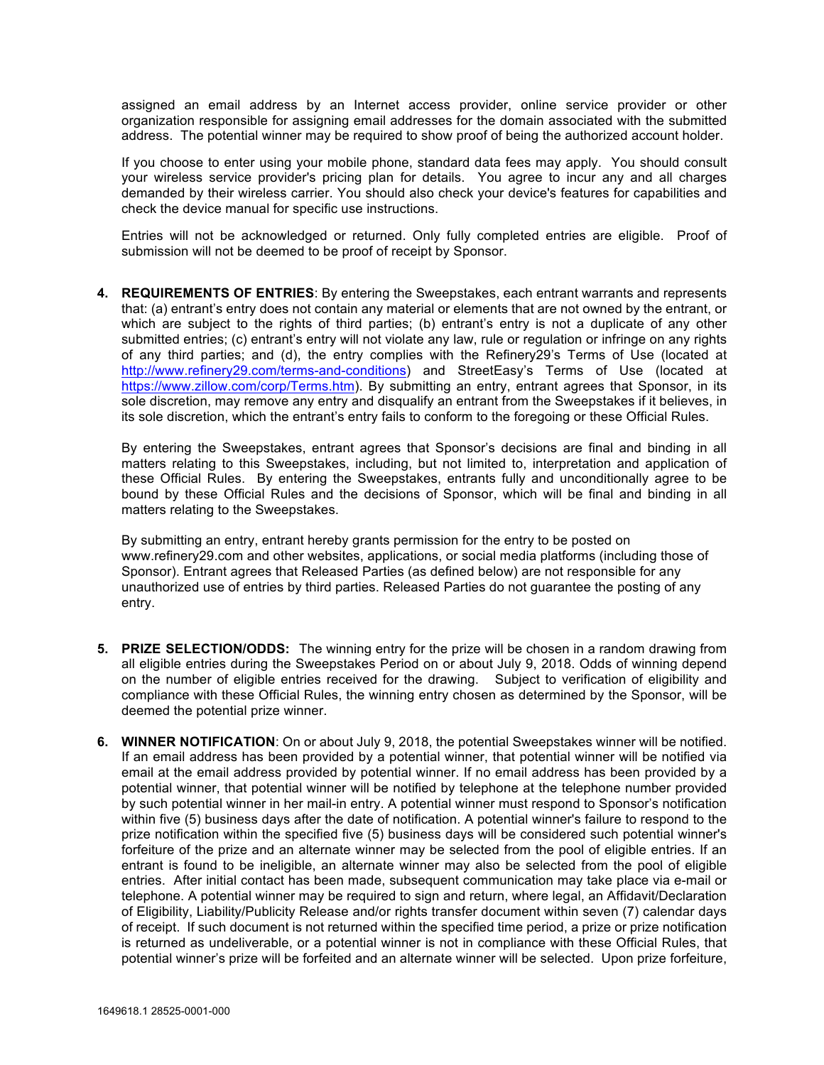assigned an email address by an Internet access provider, online service provider or other organization responsible for assigning email addresses for the domain associated with the submitted address. The potential winner may be required to show proof of being the authorized account holder.

If you choose to enter using your mobile phone, standard data fees may apply. You should consult your wireless service provider's pricing plan for details. You agree to incur any and all charges demanded by their wireless carrier. You should also check your device's features for capabilities and check the device manual for specific use instructions.

Entries will not be acknowledged or returned. Only fully completed entries are eligible. Proof of submission will not be deemed to be proof of receipt by Sponsor.

4. **REQUIREMENTS OF ENTRIES**: By entering the Sweepstakes, each entrant warrants and represents that: (a) entrant's entry does not contain any material or elements that are not owned by the entrant, or which are subject to the rights of third parties; (b) entrant's entry is not a duplicate of any other submitted entries; (c) entrant's entry will not violate any law, rule or regulation or infringe on any rights of any third parties; and (d), the entry complies with the Refinery29's Terms of Use (located at http://www.refinery29.com/terms-and-conditions) and StreetEasy's Terms of Use (located at https://www.zillow.com/corp/Terms.htm). By submitting an entry, entrant agrees that Sponsor, in its sole discretion, may remove any entry and disqualify an entrant from the Sweepstakes if it believes, in its sole discretion, which the entrant's entry fails to conform to the foregoing or these Official Rules.

   By entering the Sweepstakes, entrant agrees that Sponsor's decisions are final and binding in all matters relating to this Sweepstakes, including, but not limited to, interpretation and application of these Official Rules. By entering the Sweepstakes, entrants fully and unconditionally agree to be bound by these Official Rules and the decisions of Sponsor, which will be final and binding in all matters relating to the Sweepstakes.

   By submitting an entry, entrant hereby grants permission for the entry to be posted on www.refinery29.com and other websites, applications, or social media platforms (including those of Sponsor). Entrant agrees that Released Parties (as defined below) are not responsible for any unauthorized use of entries by third parties. Released Parties do not guarantee the posting of any entry.

5. **PRIZE SELECTION/ODDS:** The winning entry for the prize will be chosen in a random drawing from all eligible entries during the Sweepstakes Period on or about July 9, 2018. Odds of winning depend on the number of eligible entries received for the drawing. Subject to verification of eligibility and compliance with these Official Rules, the winning entry chosen as determined by the Sponsor, will be deemed the potential prize winner.

6. **WINNER NOTIFICATION**: On or about July 9, 2018, the potential Sweepstakes winner will be notified. If an email address has been provided by a potential winner, that potential winner will be notified via email at the email address provided by potential winner. If no email address has been provided by a potential winner, that potential winner will be notified by telephone at the telephone number provided by such potential winner in her mail-in entry. A potential winner must respond to Sponsor's notification within five (5) business days after the date of notification. A potential winner's failure to respond to the prize notification within the specified five (5) business days will be considered such potential winner's forfeiture of the prize and an alternate winner may be selected from the pool of eligible entries. If an entrant is found to be ineligible, an alternate winner may also be selected from the pool of eligible entries. After initial contact has been made, subsequent communication may take place via e-mail or telephone. A potential winner may be required to sign and return, where legal, an Affidavit/Declaration of Eligibility, Liability/Publicity Release and/or rights transfer document within seven (7) calendar days of receipt. If such document is not returned within the specified time period, a prize or prize notification is returned as undeliverable, or a potential winner is not in compliance with these Official Rules, that potential winner's prize will be forfeited and an alternate winner will be selected. Upon prize forfeiture,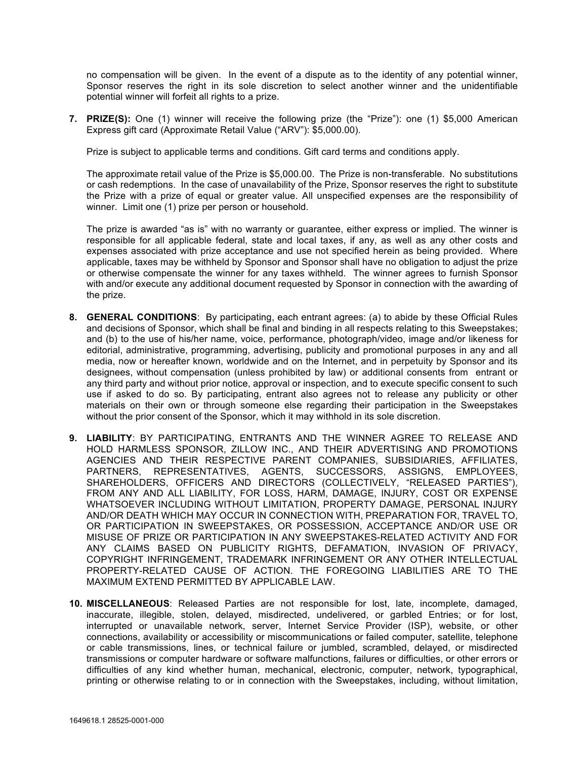no compensation will be given. In the event of a dispute as to the identity of any potential winner, Sponsor reserves the right in its sole discretion to select another winner and the unidentifiable potential winner will forfeit all rights to a prize.

7. **PRIZE(S):** One (1) winner will receive the following prize (the "Prize"): one (1) $5,000 American Express gift card (Approximate Retail Value ("ARV"): $5,000.00).

   Prize is subject to applicable terms and conditions. Gift card terms and conditions apply.

   The approximate retail value of the Prize is $5,000.00. The Prize is non-transferable. No substitutions or cash redemptions. In the case of unavailability of the Prize, Sponsor reserves the right to substitute the Prize with a prize of equal or greater value. All unspecified expenses are the responsibility of winner. Limit one (1) prize per person or household.

   The prize is awarded "as is" with no warranty or guarantee, either express or implied. The winner is responsible for all applicable federal, state and local taxes, if any, as well as any other costs and expenses associated with prize acceptance and use not specified herein as being provided. Where applicable, taxes may be withheld by Sponsor and Sponsor shall have no obligation to adjust the prize or otherwise compensate the winner for any taxes withheld. The winner agrees to furnish Sponsor with and/or execute any additional document requested by Sponsor in connection with the awarding of the prize.

8. **GENERAL CONDITIONS**: By participating, each entrant agrees: (a) to abide by these Official Rules and decisions of Sponsor, which shall be final and binding in all respects relating to this Sweepstakes; and (b) to the use of his/her name, voice, performance, photograph/video, image and/or likeness for editorial, administrative, programming, advertising, publicity and promotional purposes in any and all media, now or hereafter known, worldwide and on the Internet, and in perpetuity by Sponsor and its designees, without compensation (unless prohibited by law) or additional consents from entrant or any third party and without prior notice, approval or inspection, and to execute specific consent to such use if asked to do so. By participating, entrant also agrees not to release any publicity or other materials on their own or through someone else regarding their participation in the Sweepstakes without the prior consent of the Sponsor, which it may withhold in its sole discretion.

9. **LIABILITY**: BY PARTICIPATING, ENTRANTS AND THE WINNER AGREE TO RELEASE AND HOLD HARMLESS SPONSOR, ZILLOW INC., AND THEIR ADVERTISING AND PROMOTIONS AGENCIES AND THEIR RESPECTIVE PARENT COMPANIES, SUBSIDIARIES, AFFILIATES, PARTNERS, REPRESENTATIVES, AGENTS, SUCCESSORS, ASSIGNS, EMPLOYEES, SHAREHOLDERS, OFFICERS AND DIRECTORS (COLLECTIVELY, "RELEASED PARTIES"), FROM ANY AND ALL LIABILITY, FOR LOSS, HARM, DAMAGE, INJURY, COST OR EXPENSE WHATSOEVER INCLUDING WITHOUT LIMITATION, PROPERTY DAMAGE, PERSONAL INJURY AND/OR DEATH WHICH MAY OCCUR IN CONNECTION WITH, PREPARATION FOR, TRAVEL TO, OR PARTICIPATION IN SWEEPSTAKES, OR POSSESSION, ACCEPTANCE AND/OR USE OR MISUSE OF PRIZE OR PARTICIPATION IN ANY SWEEPSTAKES-RELATED ACTIVITY AND FOR ANY CLAIMS BASED ON PUBLICITY RIGHTS, DEFAMATION, INVASION OF PRIVACY, COPYRIGHT INFRINGEMENT, TRADEMARK INFRINGEMENT OR ANY OTHER INTELLECTUAL PROPERTY-RELATED CAUSE OF ACTION. THE FOREGOING LIABILITIES ARE TO THE MAXIMUM EXTEND PERMITTED BY APPLICABLE LAW.

10. **MISCELLANEOUS**: Released Parties are not responsible for lost, late, incomplete, damaged, inaccurate, illegible, stolen, delayed, misdirected, undelivered, or garbled Entries; or for lost, interrupted or unavailable network, server, Internet Service Provider (ISP), website, or other connections, availability or accessibility or miscommunications or failed computer, satellite, telephone or cable transmissions, lines, or technical failure or jumbled, scrambled, delayed, or misdirected transmissions or computer hardware or software malfunctions, failures or difficulties, or other errors or difficulties of any kind whether human, mechanical, electronic, computer, network, typographical, printing or otherwise relating to or in connection with the Sweepstakes, including, without limitation,

1649618.1 28525-0001-000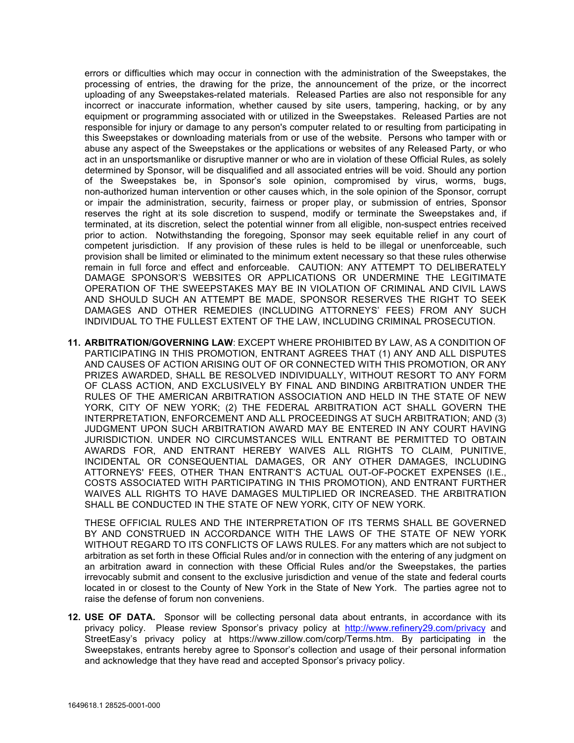errors or difficulties which may occur in connection with the administration of the Sweepstakes, the processing of entries, the drawing for the prize, the announcement of the prize, or the incorrect uploading of any Sweepstakes-related materials. Released Parties are also not responsible for any incorrect or inaccurate information, whether caused by site users, tampering, hacking, or by any equipment or programming associated with or utilized in the Sweepstakes. Released Parties are not responsible for injury or damage to any person's computer related to or resulting from participating in this Sweepstakes or downloading materials from or use of the website. Persons who tamper with or abuse any aspect of the Sweepstakes or the applications or websites of any Released Party, or who act in an unsportsmanlike or disruptive manner or who are in violation of these Official Rules, as solely determined by Sponsor, will be disqualified and all associated entries will be void. Should any portion of the Sweepstakes be, in Sponsor's sole opinion, compromised by virus, worms, bugs, non-authorized human intervention or other causes which, in the sole opinion of the Sponsor, corrupt or impair the administration, security, fairness or proper play, or submission of entries, Sponsor reserves the right at its sole discretion to suspend, modify or terminate the Sweepstakes and, if terminated, at its discretion, select the potential winner from all eligible, non-suspect entries received prior to action. Notwithstanding the foregoing, Sponsor may seek equitable relief in any court of competent jurisdiction. If any provision of these rules is held to be illegal or unenforceable, such provision shall be limited or eliminated to the minimum extent necessary so that these rules otherwise remain in full force and effect and enforceable. CAUTION: ANY ATTEMPT TO DELIBERATELY DAMAGE SPONSOR'S WEBSITES OR APPLICATIONS OR UNDERMINE THE LEGITIMATE OPERATION OF THE SWEEPSTAKES MAY BE IN VIOLATION OF CRIMINAL AND CIVIL LAWS AND SHOULD SUCH AN ATTEMPT BE MADE, SPONSOR RESERVES THE RIGHT TO SEEK DAMAGES AND OTHER REMEDIES (INCLUDING ATTORNEYS' FEES) FROM ANY SUCH INDIVIDUAL TO THE FULLEST EXTENT OF THE LAW, INCLUDING CRIMINAL PROSECUTION.

11. **ARBITRATION/GOVERNING LAW**: EXCEPT WHERE PROHIBITED BY LAW, AS A CONDITION OF PARTICIPATING IN THIS PROMOTION, ENTRANT AGREES THAT (1) ANY AND ALL DISPUTES AND CAUSES OF ACTION ARISING OUT OF OR CONNECTED WITH THIS PROMOTION, OR ANY PRIZES AWARDED, SHALL BE RESOLVED INDIVIDUALLY, WITHOUT RESORT TO ANY FORM OF CLASS ACTION, AND EXCLUSIVELY BY FINAL AND BINDING ARBITRATION UNDER THE RULES OF THE AMERICAN ARBITRATION ASSOCIATION AND HELD IN THE STATE OF NEW YORK, CITY OF NEW YORK; (2) THE FEDERAL ARBITRATION ACT SHALL GOVERN THE INTERPRETATION, ENFORCEMENT AND ALL PROCEEDINGS AT SUCH ARBITRATION; AND (3) JUDGMENT UPON SUCH ARBITRATION AWARD MAY BE ENTERED IN ANY COURT HAVING JURISDICTION. UNDER NO CIRCUMSTANCES WILL ENTRANT BE PERMITTED TO OBTAIN AWARDS FOR, AND ENTRANT HEREBY WAIVES ALL RIGHTS TO CLAIM, PUNITIVE, INCIDENTAL OR CONSEQUENTIAL DAMAGES, OR ANY OTHER DAMAGES, INCLUDING ATTORNEYS' FEES, OTHER THAN ENTRANT'S ACTUAL OUT-OF-POCKET EXPENSES (I.E., COSTS ASSOCIATED WITH PARTICIPATING IN THIS PROMOTION), AND ENTRANT FURTHER WAIVES ALL RIGHTS TO HAVE DAMAGES MULTIPLIED OR INCREASED. THE ARBITRATION SHALL BE CONDUCTED IN THE STATE OF NEW YORK, CITY OF NEW YORK.

    THESE OFFICIAL RULES AND THE INTERPRETATION OF ITS TERMS SHALL BE GOVERNED BY AND CONSTRUED IN ACCORDANCE WITH THE LAWS OF THE STATE OF NEW YORK WITHOUT REGARD TO ITS CONFLICTS OF LAWS RULES. For any matters which are not subject to arbitration as set forth in these Official Rules and/or in connection with the entering of any judgment on an arbitration award in connection with these Official Rules and/or the Sweepstakes, the parties irrevocably submit and consent to the exclusive jurisdiction and venue of the state and federal courts located in or closest to the County of New York in the State of New York. The parties agree not to raise the defense of forum non conveniens.

12. **USE OF DATA.** Sponsor will be collecting personal data about entrants, in accordance with its privacy policy. Please review Sponsor's privacy policy at [http://www.refinery29.com/privacy](http://www.refinery29.com/privacy) and StreetEasy's privacy policy at https://www.zillow.com/corp/Terms.htm. By participating in the Sweepstakes, entrants hereby agree to Sponsor's collection and usage of their personal information and acknowledge that they have read and accepted Sponsor's privacy policy.

1649618.1 28525-0001-000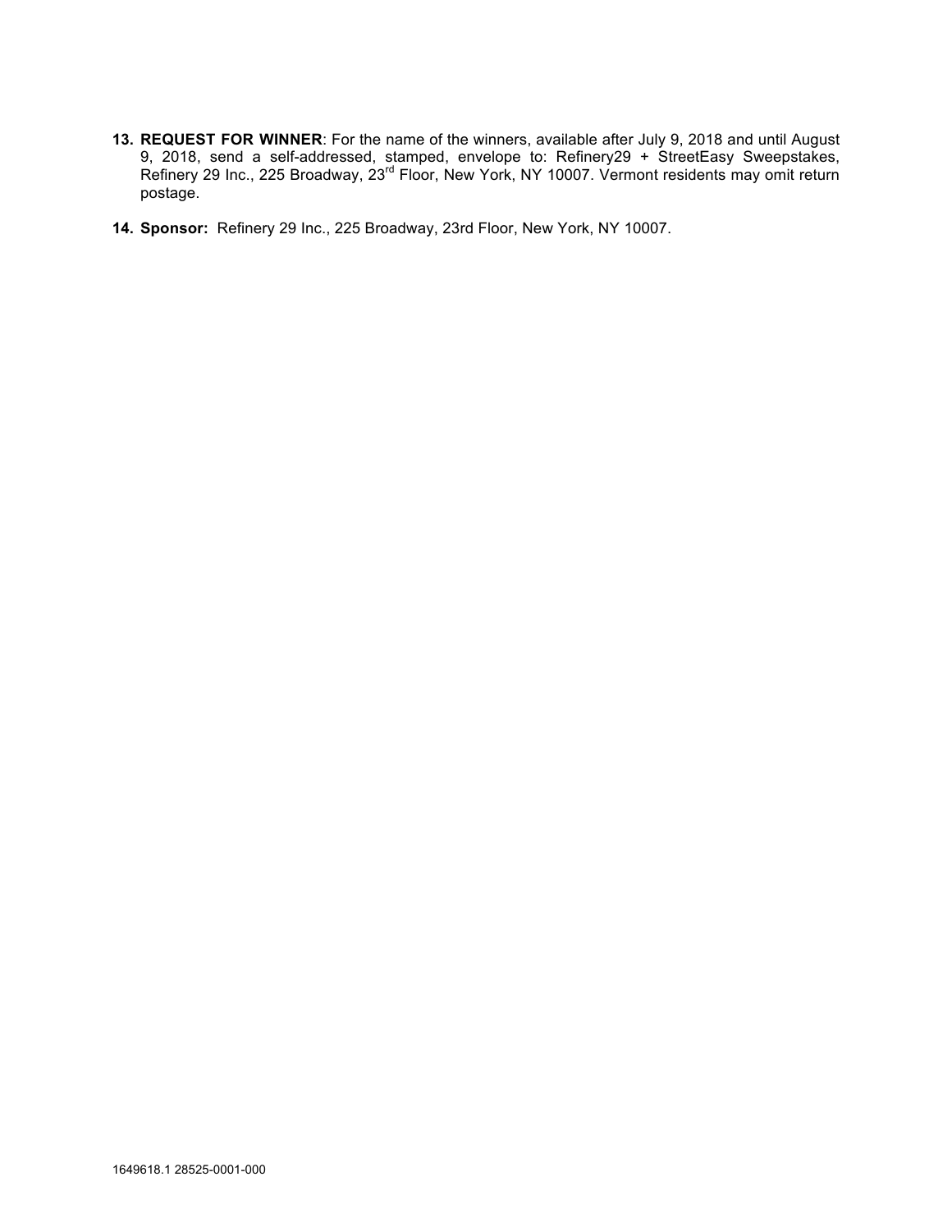13. **REQUEST FOR WINNER**: For the name of the winners, available after July 9, 2018 and until August 9, 2018, send a self-addressed, stamped, envelope to: Refinery29 + StreetEasy Sweepstakes, Refinery 29 Inc., 225 Broadway, 23rd Floor, New York, NY 10007. Vermont residents may omit return postage.

14. **Sponsor:** Refinery 29 Inc., 225 Broadway, 23rd Floor, New York, NY 10007.

1649618.1 28525-0001-000